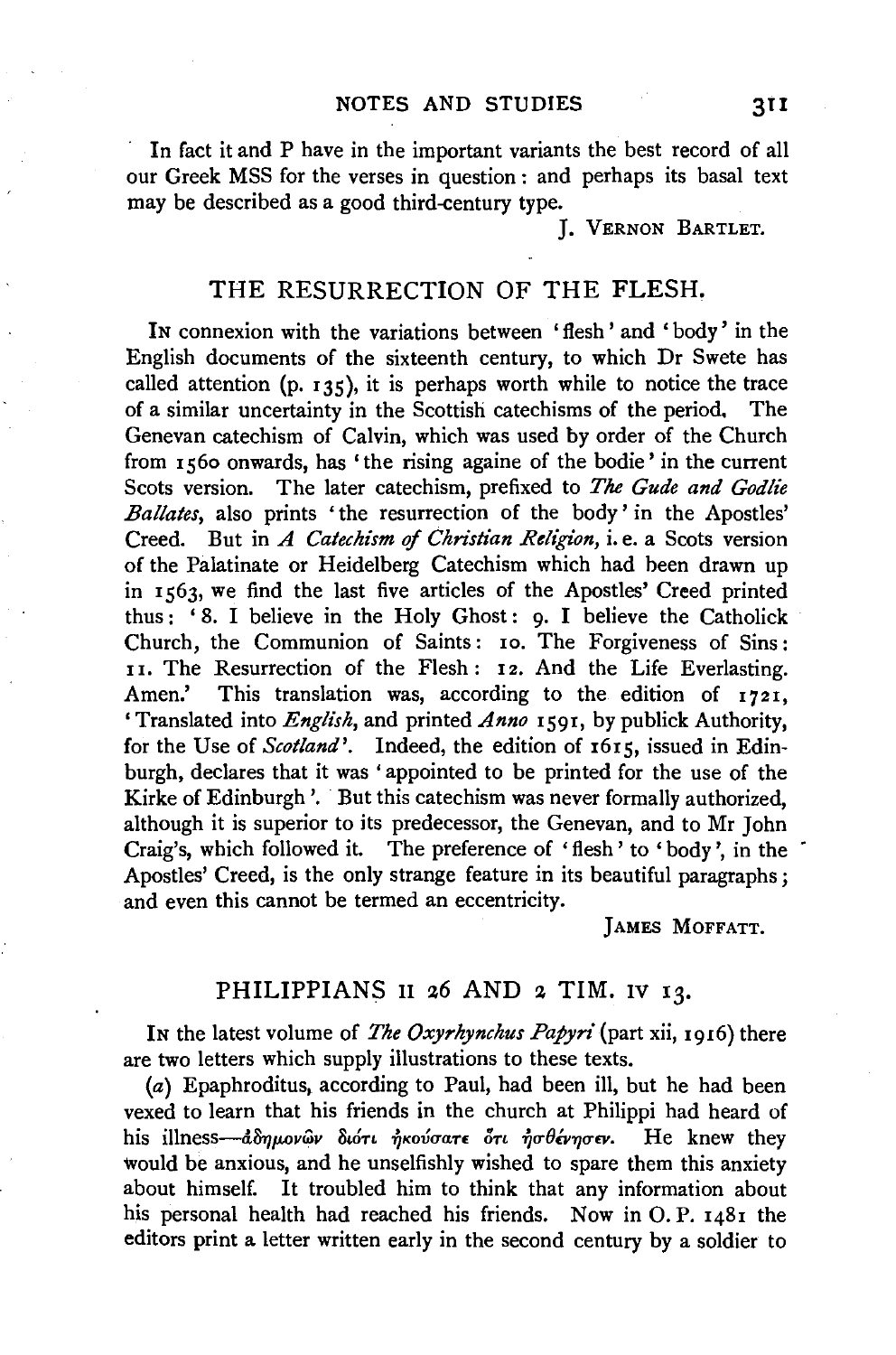In fact it and P have in the important variants the best record of all our Greek MSS for the verses in question: and perhaps its basal text may be described as a good third-century type.

J. VERNON BARTLET.

## THE RESURRECTION OF THE FLESH.

IN connexion with the variations between 'flesh' and 'body' in the English documents of the sixteenth century, to which Dr Swete has called attention (p. 135), it is perhaps worth while to notice the trace of a similar uncertainty in the Scottish catechisms of the period. The Genevan catechism of Calvin, which was used by order of the Church from 1560 onwards, has 'the rising agaïne of the bodie' in the current Scots version. The later catechism, prefixed to *The Gude and Godlie Ballates*, also prints 'the resurrection of the body' in the Apostles' Creed. But in *A Catechism of Christian Religion*, i.e. a Scots version of the Palatinate or Heidelberg Catechism which had been drawn up in 1563, we find the last five articles of the Apostles' Creed printed thus: '8. I believe in the Holy Ghost: 9. I believe the Catholick Church, the Communion of Saints: 10. The Forgiveness of Sins: 11. The Resurrection of the Flesh: 12. And the Life Everlasting. Amen.' This translation was, according to the edition of 1721, 'Translated into *English*, and printed *Anno* 1591, by publick Authority, for the Use of *Scotland*'. Indeed, the edition of 1615, issued in Edinburgh, declares that it was 'appointed to be printed for the use of the Kirke of Edinburgh'. But this catechism was never formally authorized, although it is superior to its predecessor, the Genevan, and to Mr John Craig's, which followed it. The preference of 'flesh' to 'body', in the Apostles' Creed, is the only strange feature in its beautiful paragraphs; and even this cannot be termed an eccentricity.

JAMES MOFFATT.

## PHILIPPIANS II 26 AND 2 TIM. IV 13.

IN the latest volume of *The Oxyrhynchus Papyri* (part xii, 1916) there are two letters which supply illustrations to these texts.

(*a*) Epaphroditus, according to Paul, had been ill, but he had been vexed to learn that his friends in the church at Philippi had heard of his illness—ἀδημονῶν διότι ἠκούσατε ὅτι ἠσθένησεν. He knew they would be anxious, and he unselfishly wished to spare them this anxiety about himself. It troubled him to think that any information about his personal health had reached his friends. Now in O. P. 1481 the editors print a letter written early in the second century by a soldier to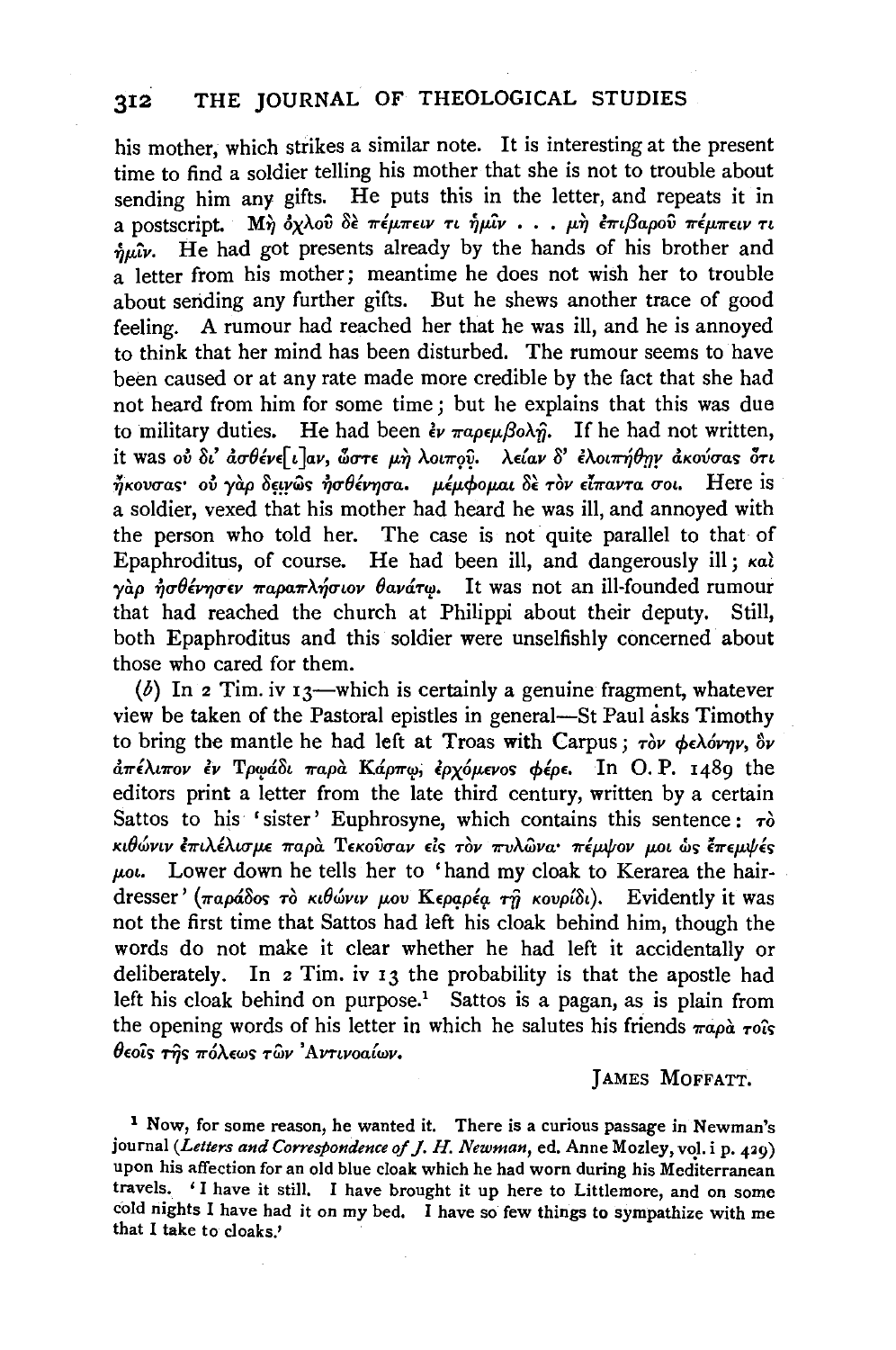his mother, which strikes a similar note. It is interesting at the present time to find a soldier telling his mother that she is not to trouble about sending him any gifts. He puts this in the letter, and repeats it in a postscript. Μὴ ὄχλου δὲ πέμπειν τι ἡμῖν . . . μὴ ἐπιβαροῦ πέμπειν τι ἡμῖν. He had got presents already by the hands of his brother and a letter from his mother; meantime he does not wish her to trouble about sending any further gifts. But he shews another trace of good feeling. A rumour had reached her that he was ill, and he is annoyed to think that her mind has been disturbed. The rumour seems to have been caused or at any rate made more credible by the fact that she had not heard from him for some time; but he explains that this was due to military duties. He had been ἐν παρεμβολῇ. If he had not written, it was οὐ δι' ἀσθένε[ι]αν, ὥστε μὴ λοιποῦ. λείαν δ' ἐλοιπήθην ἀκούσας ὅτι ἤκουσας· οὐ γὰρ δεινῶς ἠσθένησα. μέμφομαι δὲ τὸν εἴπαντα σοι. Here is a soldier, vexed that his mother had heard he was ill, and annoyed with the person who told her. The case is not quite parallel to that of Epaphroditus, of course. He had been ill, and dangerously ill; καὶ γὰρ ἠσθένησεν παραπλήσιον θανάτῳ. It was not an ill-founded rumour that had reached the church at Philippi about their deputy. Still, both Epaphroditus and this soldier were unselfishly concerned about those who cared for them.

(*b*) In 2 Tim. iv 13—which is certainly a genuine fragment, whatever view be taken of the Pastoral epistles in general—St Paul asks Timothy to bring the mantle he had left at Troas with Carpus; τὸν φελόνην, ὃν ἀπέλιπον ἐν Τρῳάδι παρὰ Κάρπῳ, ἐρχόμενος φέρε. In O.P. 1489 the editors print a letter from the late third century, written by a certain Sattos to his 'sister' Euphrosyne, which contains this sentence: τὸ κιθώνιν ἐπιλέλισμε παρὰ Τεκοῦσαν εἰς τὸν πυλῶνα· πέμψον μοι ὡς ἔπεμψές μοι. Lower down he tells her to 'hand my cloak to Kerarea the hairdresser' (παράδος τὸ κιθώνιν μου Κεραρέᾳ τῇ κουρίδι). Evidently it was not the first time that Sattos had left his cloak behind him, though the words do not make it clear whether he had left it accidentally or deliberately. In 2 Tim. iv 13 the probability is that the apostle had left his cloak behind on purpose.[1] Sattos is a pagan, as is plain from the opening words of his letter in which he salutes his friends παρὰ τοῖς θεοῖς τῆς πόλεως τῶν Ἀντινοαίων.

JAMES MOFFATT.

[1] Now, for some reason, he wanted it. There is a curious passage in Newman's journal (*Letters and Correspondence of J. H. Newman*, ed. Anne Mozley, vol. i p. 429) upon his affection for an old blue cloak which he had worn during his Mediterranean travels. 'I have it still. I have brought it up here to Littlemore, and on some cold nights I have had it on my bed. I have so few things to sympathize with me that I take to cloaks.'